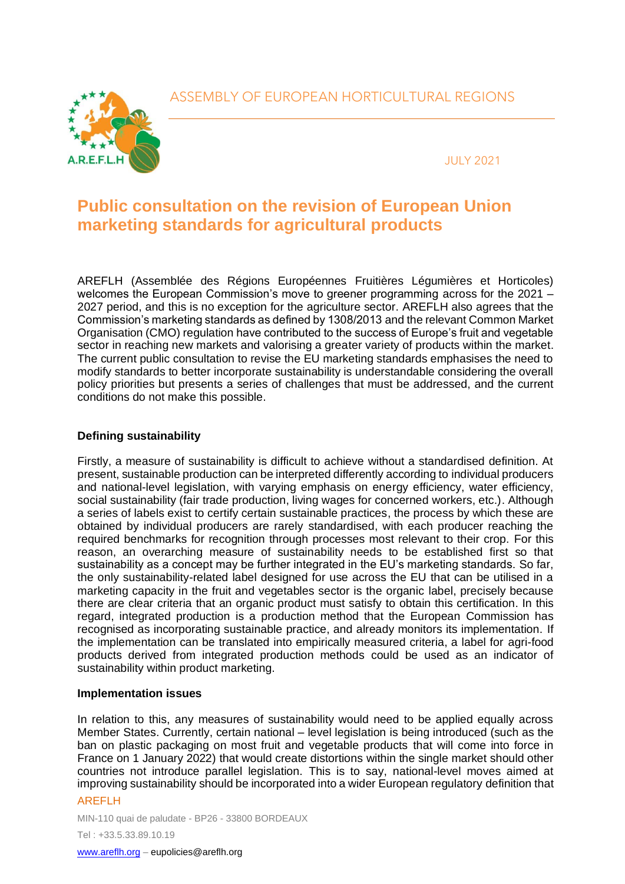ASSEMBLY OF EUROPEAN HORTICULTURAL REGIONS

JULY 2021

# Public consultation on the revision of European Union marketing standards for agricultural products

AREFLH (Assemblée des Régions Européennes Fruitières Légumières et Horticoles) welcomes the European Commission's move to greener programming across for the 2021 – 2027 period, and this is no exception for the agriculture sector. AREFLH also agrees that the Commission's marketing standards as defined by 1308/2013 and the relevant Common Market Organisation (CMO) regulation have contributed to the success of Europe's fruit and vegetable sector in reaching new markets and valorising a greater variety of products within the market. The current public consultation to revise the EU marketing standards emphasises the need to modify standards to better incorporate sustainability is understandable considering the overall policy priorities but presents a series of challenges that must be addressed, and the current conditions do not make this possible.

## Defining sustainability

Firstly, a measure of sustainability is difficult to achieve without a standardised definition. At present, sustainable production can be interpreted differently according to individual producers and national-level legislation, with varying emphasis on energy efficiency, water efficiency, social sustainability (fair trade production, living wages for concerned workers, etc.). Although a series of labels exist to certify certain sustainable practices, the process by which these are obtained by individual producers are rarely standardised, with each producer reaching the required benchmarks for recognition through processes most relevant to their crop. For this reason, an overarching measure of sustainability needs to be established first so that sustainability as a concept may be further integrated in the EU's marketing standards. So far, the only sustainability-related label designed for use across the EU that can be utilised in a marketing capacity in the fruit and vegetables sector is the organic label, precisely because there are clear criteria that an organic product must satisfy to obtain this certification. In this regard, integrated production is a production method that the European Commission has recognised as incorporating sustainable practice, and already monitors its implementation. If the implementation can be translated into empirically measured criteria, a label for agri-food products derived from integrated production methods could be used as an indicator of sustainability within product marketing.

## Implementation issues

In relation to this, any measures of sustainability would need to be applied equally across Member States. Currently, certain national – level legislation is being introduced (such as the ban on plastic packaging on most fruit and vegetable products that will come into force in France on 1 January 2022) that would create distortions within the single market should other countries not introduce parallel legislation. This is to say, national-level moves aimed at improving sustainability should be incorporated into a wider European regulatory definition that

AREFLH

MIN-110 quai de paludate - BP26 - 33800 BORDEAUX

Tel : +33.5.33.89.10.19

www.areflh.org – eupolicies@areflh.org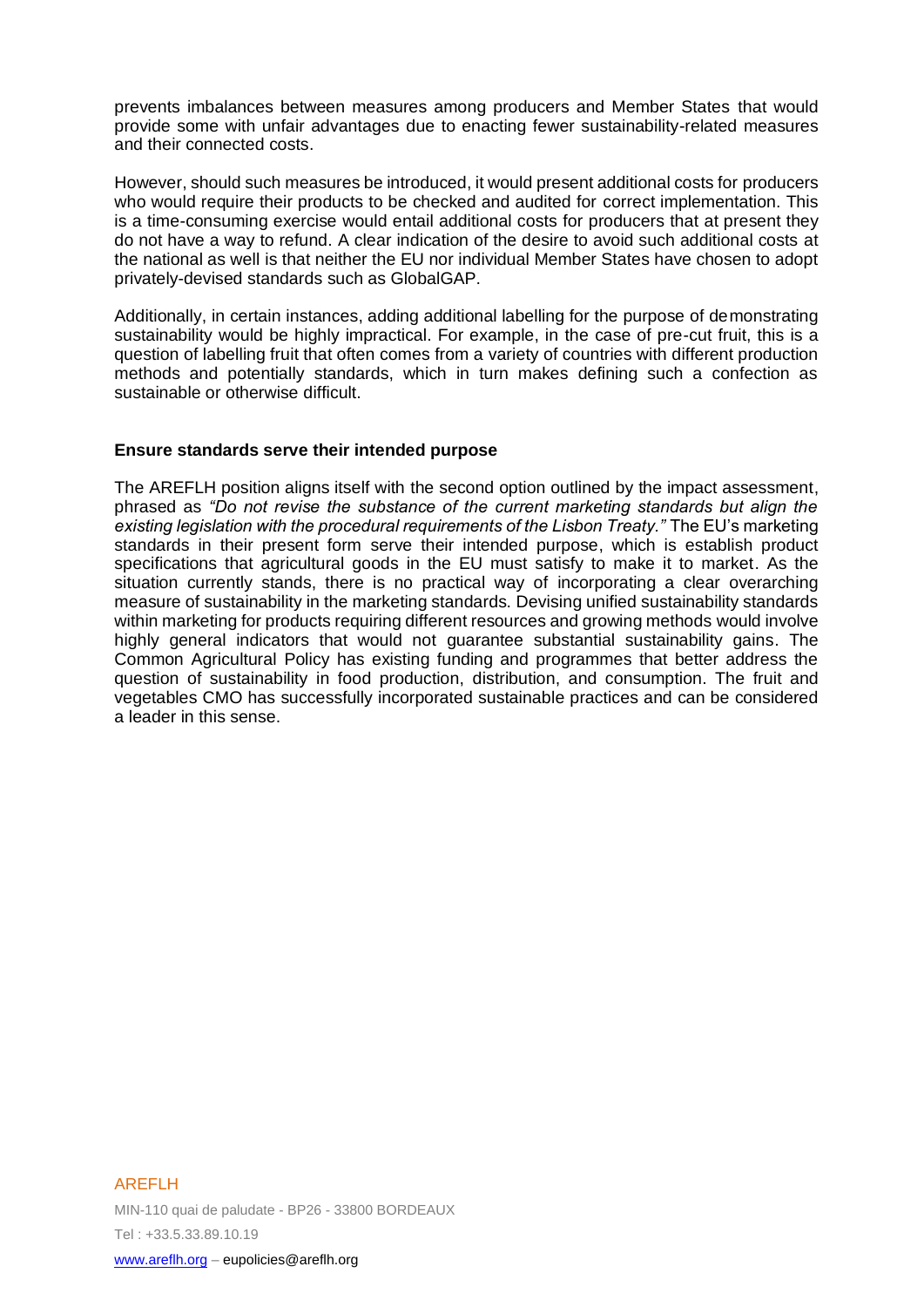prevents imbalances between measures among producers and Member States that would provide some with unfair advantages due to enacting fewer sustainability-related measures and their connected costs.

However, should such measures be introduced, it would present additional costs for producers who would require their products to be checked and audited for correct implementation. This is a time-consuming exercise would entail additional costs for producers that at present they do not have a way to refund. A clear indication of the desire to avoid such additional costs at the national as well is that neither the EU nor individual Member States have chosen to adopt privately-devised standards such as GlobalGAP.

Additionally, in certain instances, adding additional labelling for the purpose of demonstrating sustainability would be highly impractical. For example, in the case of pre-cut fruit, this is a question of labelling fruit that often comes from a variety of countries with different production methods and potentially standards, which in turn makes defining such a confection as sustainable or otherwise difficult.

**Ensure standards serve their intended purpose**

The AREFLH position aligns itself with the second option outlined by the impact assessment, phrased as *"Do not revise the substance of the current marketing standards but align the existing legislation with the procedural requirements of the Lisbon Treaty."* The EU's marketing standards in their present form serve their intended purpose, which is establish product specifications that agricultural goods in the EU must satisfy to make it to market. As the situation currently stands, there is no practical way of incorporating a clear overarching measure of sustainability in the marketing standards. Devising unified sustainability standards within marketing for products requiring different resources and growing methods would involve highly general indicators that would not guarantee substantial sustainability gains. The Common Agricultural Policy has existing funding and programmes that better address the question of sustainability in food production, distribution, and consumption. The fruit and vegetables CMO has successfully incorporated sustainable practices and can be considered a leader in this sense.

AREFLH

MIN-110 quai de paludate - BP26 - 33800 BORDEAUX

Tel : +33.5.33.89.10.19

www.areflh.org – eupolicies@areflh.org